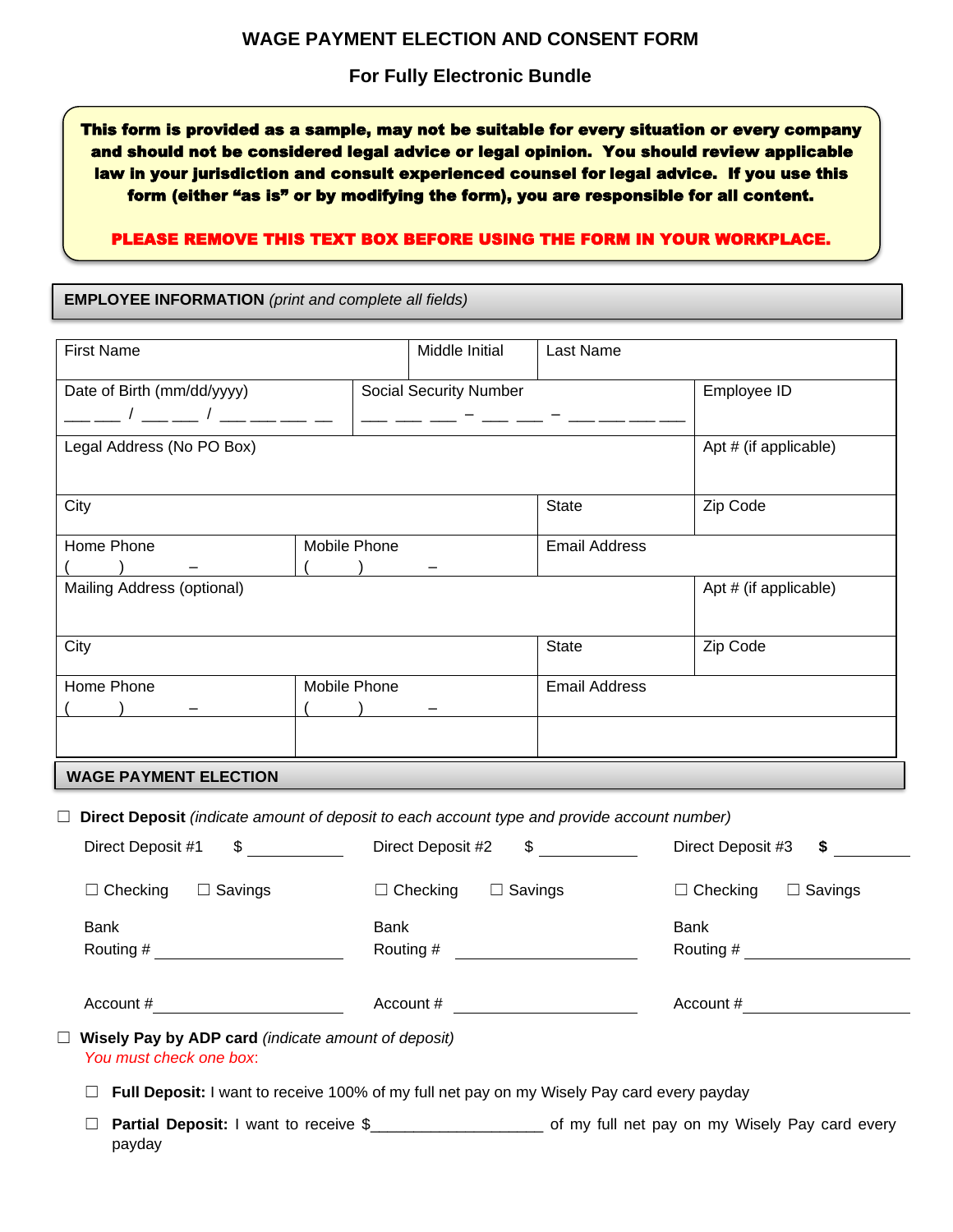# WAGE PAYMENT ELECTION AND CONSENT FORM

## For Fully Electronic Bundle

> **This form is provided as a sample, may not be suitable for every situation or every company and should not be considered legal advice or legal opinion. You should review applicable law in your jurisdiction and consult experienced counsel for legal advice. If you use this form (either "as is" or by modifying the form), you are responsible for all content.**
>
> **PLEASE REMOVE THIS TEXT BOX BEFORE USING THE FORM IN YOUR WORKPLACE.**

**EMPLOYEE INFORMATION** *(print and complete all fields)*

| First Name | | Middle Initial | Last Name | |
|---|---|---|---|---|
| Date of Birth (mm/dd/yyyy) ___ ___ / ___ ___ / ___ ___ ___ ___ | Social Security Number ___ ___ ___ – ___ ___ – ___ ___ ___ ___ | | | Employee ID |
| Legal Address (No PO Box) | | | | Apt # (if applicable) |
| City | | | State | Zip Code |
| Home Phone ( ) – | Mobile Phone ( ) – | | Email Address | |
| Mailing Address (optional) | | | | Apt # (if applicable) |
| City | | | State | Zip Code |
| Home Phone ( ) – | Mobile Phone ( ) – | | Email Address | |
| | | | | |

**WAGE PAYMENT ELECTION**

☐ **Direct Deposit** *(indicate amount of deposit to each account type and provide account number)*

| Direct Deposit #1 $ ________ | Direct Deposit #2 $ ________ | Direct Deposit #3 $ ________ |
|---|---|---|
| ☐ Checking ☐ Savings | ☐ Checking ☐ Savings | ☐ Checking ☐ Savings |
| Bank Routing # ________________ | Bank Routing # ________________ | Bank Routing # ________________ |
| Account # ________________ | Account # ________________ | Account # ________________ |

☐ **Wisely Pay by ADP card** *(indicate amount of deposit)*
*You must check one box*:

☐ **Full Deposit:** I want to receive 100% of my full net pay on my Wisely Pay card every payday

☐ **Partial Deposit:** I want to receive $____________________ of my full net pay on my Wisely Pay card every payday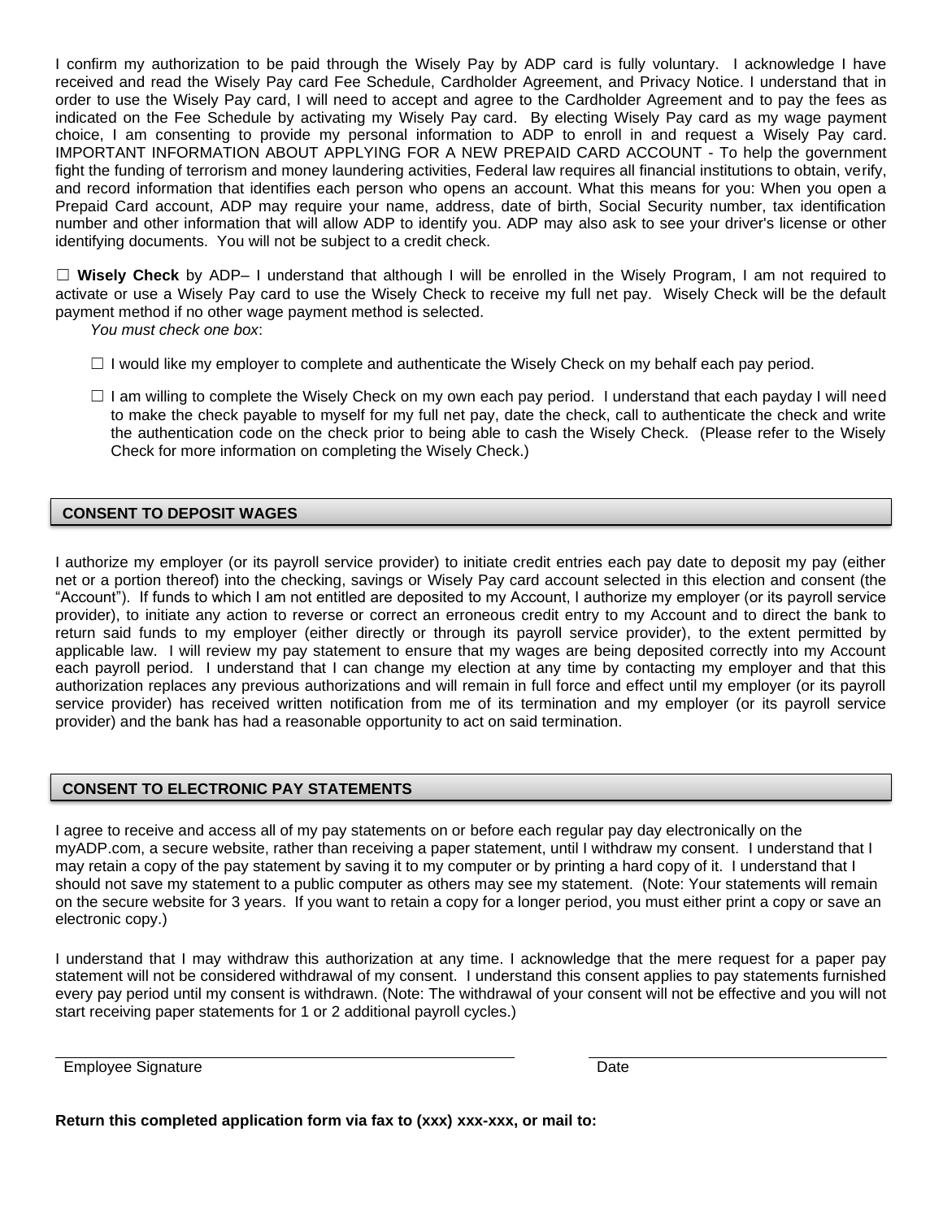I confirm my authorization to be paid through the Wisely Pay by ADP card is fully voluntary. I acknowledge I have received and read the Wisely Pay card Fee Schedule, Cardholder Agreement, and Privacy Notice. I understand that in order to use the Wisely Pay card, I will need to accept and agree to the Cardholder Agreement and to pay the fees as indicated on the Fee Schedule by activating my Wisely Pay card. By electing Wisely Pay card as my wage payment choice, I am consenting to provide my personal information to ADP to enroll in and request a Wisely Pay card. IMPORTANT INFORMATION ABOUT APPLYING FOR A NEW PREPAID CARD ACCOUNT - To help the government fight the funding of terrorism and money laundering activities, Federal law requires all financial institutions to obtain, verify, and record information that identifies each person who opens an account. What this means for you: When you open a Prepaid Card account, ADP may require your name, address, date of birth, Social Security number, tax identification number and other information that will allow ADP to identify you. ADP may also ask to see your driver's license or other identifying documents. You will not be subject to a credit check.

☐ **Wisely Check** by ADP– I understand that although I will be enrolled in the Wisely Program, I am not required to activate or use a Wisely Pay card to use the Wisely Check to receive my full net pay. Wisely Check will be the default payment method if no other wage payment method is selected.

*You must check one box*:

- ☐ I would like my employer to complete and authenticate the Wisely Check on my behalf each pay period.
- ☐ I am willing to complete the Wisely Check on my own each pay period. I understand that each payday I will need to make the check payable to myself for my full net pay, date the check, call to authenticate the check and write the authentication code on the check prior to being able to cash the Wisely Check. (Please refer to the Wisely Check for more information on completing the Wisely Check.)

## CONSENT TO DEPOSIT WAGES

I authorize my employer (or its payroll service provider) to initiate credit entries each pay date to deposit my pay (either net or a portion thereof) into the checking, savings or Wisely Pay card account selected in this election and consent (the "Account"). If funds to which I am not entitled are deposited to my Account, I authorize my employer (or its payroll service provider), to initiate any action to reverse or correct an erroneous credit entry to my Account and to direct the bank to return said funds to my employer (either directly or through its payroll service provider), to the extent permitted by applicable law. I will review my pay statement to ensure that my wages are being deposited correctly into my Account each payroll period. I understand that I can change my election at any time by contacting my employer and that this authorization replaces any previous authorizations and will remain in full force and effect until my employer (or its payroll service provider) has received written notification from me of its termination and my employer (or its payroll service provider) and the bank has had a reasonable opportunity to act on said termination.

## CONSENT TO ELECTRONIC PAY STATEMENTS

I agree to receive and access all of my pay statements on or before each regular pay day electronically on the myADP.com, a secure website, rather than receiving a paper statement, until I withdraw my consent. I understand that I may retain a copy of the pay statement by saving it to my computer or by printing a hard copy of it. I understand that I should not save my statement to a public computer as others may see my statement. (Note: Your statements will remain on the secure website for 3 years. If you want to retain a copy for a longer period, you must either print a copy or save an electronic copy.)

I understand that I may withdraw this authorization at any time. I acknowledge that the mere request for a paper pay statement will not be considered withdrawal of my consent. I understand this consent applies to pay statements furnished every pay period until my consent is withdrawn. (Note: The withdrawal of your consent will not be effective and you will not start receiving paper statements for 1 or 2 additional payroll cycles.)

Employee Signature ______________________ Date ______________

**Return this completed application form via fax to (xxx) xxx-xxx, or mail to:**